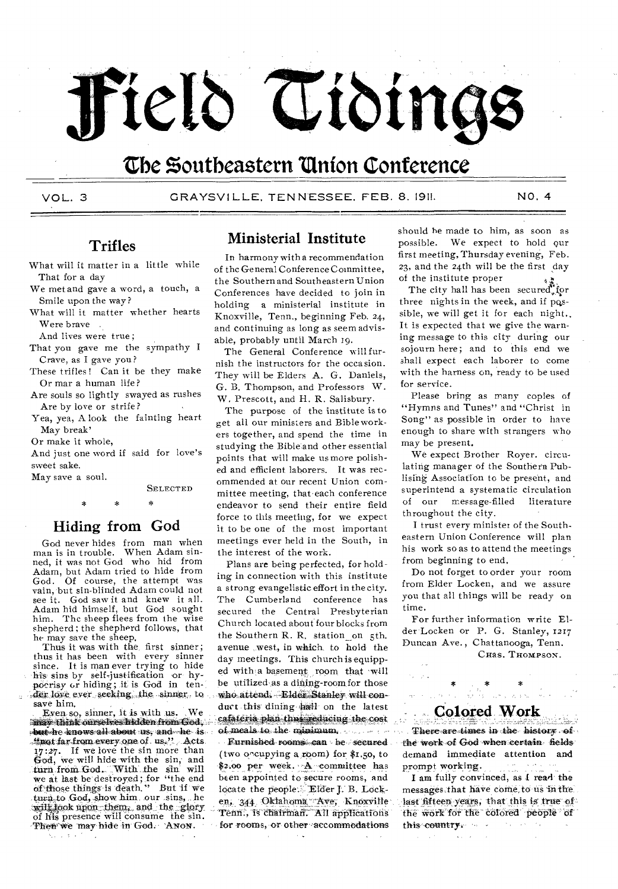# Field Tidings

## The Southeastern Union Conference

VOL. 3 GRAYSVILLE, TENNESSEE, FEB. 8. 1911. NO. 4

## Trifles

What will it matter in a little while
  That for a day
We met and gave a word, a touch, a
  Smile upon the way?
What will it matter whether hearts
  Were brave
  And lives were true;
That you gave me the sympathy I
  Crave, as I gave you?
These trifles! Can it be they make
  Or mar a human life?
Are souls so lightly swayed as rushes
  Are by love or strife?
Yea, yea, A look the fainting heart
  May break'
Or make it whole,
And just one word if said for love's
sweet sake,
May save a soul.

SELECTED

\* \* \*

## Hiding from God

God never hides from man when man is in trouble. When Adam sinned, it was not God who hid from Adam, but Adam tried to hide from God. Of course, the attempt was vain, but sin-blinded Adam could not see it. God saw it and knew it all. Adam hid himself, but God sought him. The sheep flees from the wise shepherd; the shepherd follows, that he may save the sheep.

Thus it was with the first sinner; thus it has been with every sinner since. It is man ever trying to hide his sins by self-justification or hypocrisy or hiding; it is God in tender love ever seeking the sinner, to save him.

Even so, sinner, it is with us. We may think ourselves hidden from God, but he knows all about us, and he is "not far from every one of us." Acts 17:27. If we love the sin more than God, we will hide with the sin, and turn from God. With the sin will we at last be destroyed; for "the end of those things is death." But if we turn to God, show him our sins, he will look upon them, and the glory of his presence will consume the sin. Then we may hide in God. ANON.

## Ministerial Institute

In harmony with a recommendation of the General Conference Committee, the Southern and Southeastern Union Conferences have decided to join in holding a ministerial institute in Knoxville, Tenn., beginning Feb. 24, and continuing as long as seem advisable, probably until March 19.

The General Conference will furnish the instructors for the occasion. They will be Elders A. G. Daniels, G. B. Thompson, and Professors W. W. Prescott, and H. R. Salisbury.

The purpose of the institute is to get all our ministers and Bible workers together, and spend the time in studying the Bible and other essential points that will make us more polished and efficient laborers. It was recommended at our recent Union committee meeting, that each conference endeavor to send their entire field force to this meeting, for we expect it to be one of the most important meetings ever held in the South, in the interest of the work.

Plans are being perfected, for holding in connection with this institute a strong evangelistic effort in the city. The Cumberland conference has secured the Central Presbyterian Church located about four blocks from the Southern R. R. station on 5th. avenue west, in which to hold the day meetings. This church is equipped with a basement room that will be utilized as a dining-room for those who attend. Elder Stanley will conduct this dining hall on the latest cafateria plan thus reducing the cost of meals to the minimum.

Furnished rooms can be secured (two occupying a room) for $1.50, to $2.00 per week. A committee has been appointed to secure rooms, and locate the people. Elder J. B. Locken, 344 Oklahoma Ave, Knoxville Tenn., is chairman. All applications for rooms, or other accommodations should be made to him, as soon as possible. We expect to hold our first meeting, Thursday evening, Feb. 23, and the 24th will be the first day of the institute proper

The city hall has been secured for three nights in the week, and if possible, we will get it for each night. It is expected that we give the warning message to this city during our sojourn here; and to this end we shall expect each laborer to come with the harness on, ready to be used for service.

Please bring as many copies of "Hymns and Tunes" and "Christ in Song" as possible in order to have enough to share with strangers who may be present.

We expect Brother Royer. circulating manager of the Southern Publishing Association to be present, and superintend a systematic circulation of our message-filled literature throughout the city.

I trust every minister of the Southeastern Union Conference will plan his work so as to attend the meetings from beginning to end.

Do not forget to order your room from Elder Locken, and we assure you that all things will be ready on time.

For further information write Elder Locken or P. G. Stanley, 1217 Duncan Ave., Chattanooga, Tenn.

CHAS. THOMPSON.

\* \* \*

## Colored Work

There are times in the history of the work of God when certain fields demand immediate attention and prompt working.

I am fully convinced, as I read the messages that have come to us in the last fifteen years, that this is true of the work for the colored people of this country.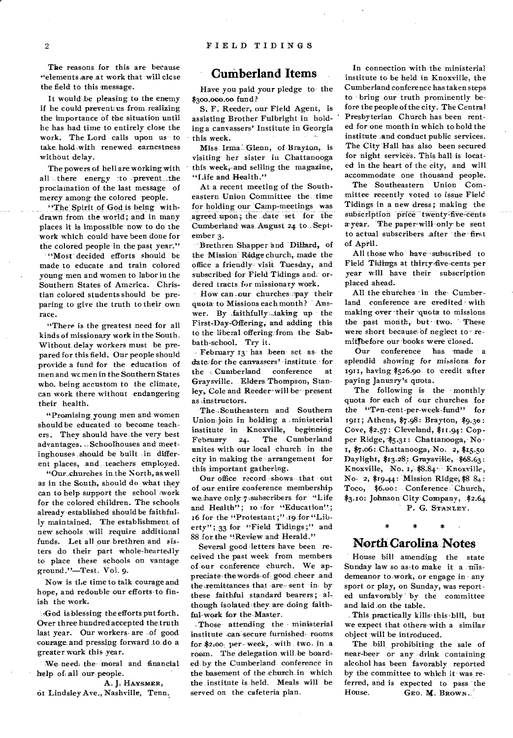The reasons for this are because "elements are at work that will close the field to this message.

It would be pleasing to the enemy if he could prevent us from realizing the importance of the situation until he has had time to entirely close the work. The Lord calls upon us to take hold with renewed earnestness without delay.

The powers of hell are working with all there energy to prevent the proclamation of the last message of mercy among the colored people.

"The Spirit of God is being withdrawn from the world; and in many places it is impossible now to do the work which could have been done for the colored people in the past year."

"Most decided efforts should be made to educate and train colored young men and women to labor in the Southern States of America. Christian colored students should be preparing to give the truth to their own race.

"There is the greatest need for all kinds of missionary work in the South. Without delay workers must be prepared for this field. Our people should provide a fund for the education of men and women in the Southern States who. being accustom to the climate, can work there without endangering their health.

"Promising young men and women should be educated to become teachers. They should have the very best advantages. Schoolhouses and meetinghouses should be built in different places, and teachers employed.

"Our churches in the North, as well as in the South, should do what they can to help support the school work for the colored children. The schools already established should be faithfully maintained. The establishment of new schools will require additional funds. Let all our brethren and sisters do their part whole-heartedly to place these schools on vantage ground."—Test. Vol. 9.

Now is the time to talk courage and hope, and redouble our efforts to finish the work.

God is blessing the efforts put forth. Over three hundred accepted the truth last year. Our workers are of good courage and pressing forward to do a greater work this year.

We need the moral and financial help of all our people.

A. J. HAYSMER,
61 Lindsley Ave., Nashville, Tenn.

## Cumberland Items

Have you paid your pledge to the $300.000.00 fund?

S. F. Reeder, our Field Agent, is assisting Brother Fulbright in holding a canvassers' Institute in Georgia this week.

Miss Irma Glenn, of Brayton, is visiting her sister in Chattanooga this week, and selling the magazine, "Life and Health."

At a recent meeting of the Southeastern Union Committee the time for holding our Camp-meetings was agreed upon; the date set for the Cumberland was August 24 to Sept- ember 3.

Brethren Shapper and Dillard, of the Mission Ridge church, made the office a friendly visit Tuesday, and subscribed for Field Tidings and ordered tracts for missionary work.

How can our churches pay their quota to Missions each month? Answer. By faithfully taking up the First-Day-Offering, and adding this to the liberal offering from the Sabbath-school. Try it.

February 13 has been set as the date for the canvassers' institute for the Cumberland conference at Graysville. Elders Thompson, Stanley, Cole and Reeder will be present as instructors.

The Southeastern and Southern Union join in holding a ministerial institute in Knoxville, beginning February 24. The Cumberland unites with our local church in the city in making the arrangement for this important gathering.

Our office record shows that out of our entire conference membership we have only 7 subscribers for "Life and Health"; 10 for "Education"; 16 for the "Protestant;" 19 for "Liberty"; 33 for "Field Tidings;" and 88 for the "Review and Herald."

Several good letters have been received the past week from members of our conference church. We appreciate the words of good cheer and the remittances that are sent in by these faithful standard bearers; although isolated they are doing faithful work for the Master.

Those attending the ministerial institute can secure furnished rooms for $2.00 per week, with two in a room. The delegation will be boarded by the Cumberland conference in the basement of the church in which the institute is held. Meals will be served on the cafeteria plan.

In connection with the ministerial institute to be held in Knoxville, the Cumberland conference has taken steps to bring our truth prominently before the people of the city. The Central Presbyterian Church has been rented for one month in which to hold the institute and conduct public services. The City Hall has also been secured for night services. This hall is located in the heart of the city, and will accommodate one thousand people.

The Southeastern Union Committee recently voted to issue Field Tidings in a new dress; making the subscription price twenty-five cents a year. The paper will only be sent to actual subscribers after the first of April.

All those who have subscribed to Field Tidings at thirty-five cents per year will have their subscription placed ahead.

All the churches in the Cumberland conference are credited with making over their quota to missions the past month, but two. These were short because of neglect to remit before our books were closed.

Our conference has made a splendid showing for missions for 1911, having $526.90 to credit after paying January's quota.

The following is the monthly quota for each of our churches for the "Ten-cent-per-week-fund" for 1911; Athens, $7.98: Brayton, $9.30: Cove, $2.57: Cleveland, $11.94: Copper Ridge, $5.31: Chattanooga, No. 1, $7.06: Chattanooga, No. 2, $15.50 Daylight, $13.28: Graysville, $68.63: Knoxville, No. 1, $8.84: Knoxville, No. 2, $19.44: Mission Ridge, $8 84: Toco, $6.00: Conference Church, $3.10: Johnson City Company, $2.64

P. G. STANLEY.

\* \* \*

## North Carolina Notes

House bill amending the state Sunday law so as to make it a misdemeanor to work, or engage in any sport or play, on Sunday, was reported unfavorably by the committee and laid on the table.

This practically kills this bill, but we expect that others with a similar object will be introduced.

The bill prohibiting the sale of near-beer or any drink containing alcohol has been favorably reported by the committee to which it was referred, and is expected to pass the House.

GEO. M. BROWN.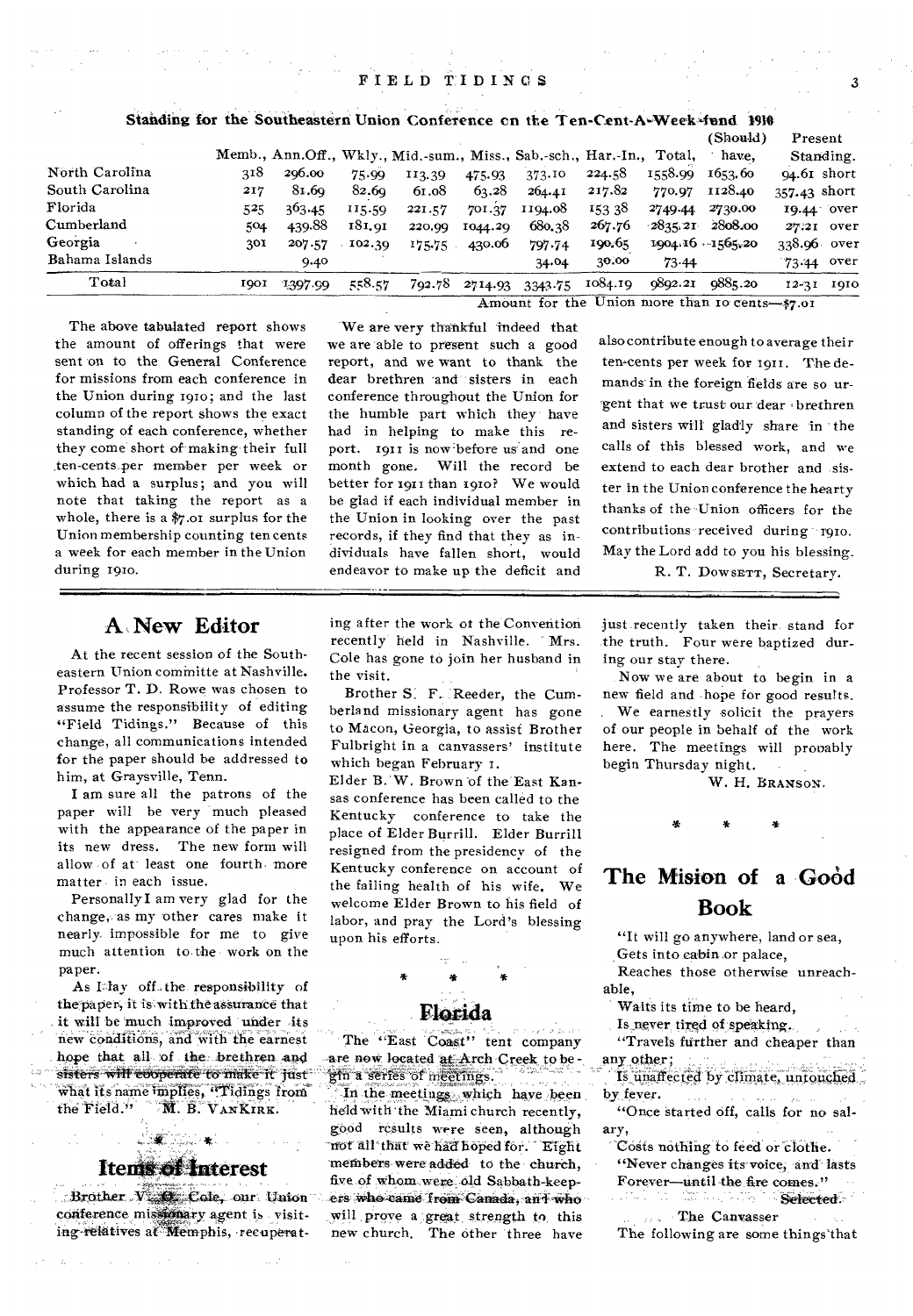### Standing for the Southeastern Union Conference on the Ten-Cent-A-Week-fund 1910

| | Memb., | Ann.Off., | Wkly., | Mid.-sum., | Miss., | Sab.-sch., | Har.-In., | Total, | (Should) have, | Present Standing. |
|---|---|---|---|---|---|---|---|---|---|---|
| North Carolina | 318 | 296.00 | 75.99 | 113.39 | 475.93 | 373.10 | 224.58 | 1558.99 | 1653.60 | 94.61 short |
| South Carolina | 217 | 81.69 | 82.69 | 61.08 | 63.28 | 264.41 | 217.82 | 770.97 | 1128.40 | 357.43 short |
| Florida | 525 | 363.45 | 115.59 | 221.57 | 701.37 | 1194.08 | 153.38 | 2749.44 | 2730.00 | 19.44 over |
| Cumberland | 504 | 439.88 | 181.91 | 220.99 | 1044.29 | 680.38 | 267.76 | 2835.21 | 2808.00 | 27.21 over |
| Georgia | 301 | 207.57 | 102.39 | 175.75 | 430.06 | 797.74 | 190.65 | 1904.16 | 1565.20 | 338.96 over |
| Bahama Islands | | 9.40 | | | | 34.04 | 30.00 | 73.44 | | 73.44 over |
| Total | 1901 | 1397.99 | 558.57 | 792.78 | 2714.93 | 3343.75 | 1084.19 | 9892.21 | 9885.20 | 12-31 1910 |

Amount for the Union more than 10 cents—$7.01

The above tabulated report shows the amount of offerings that were sent on to the General Conference for missions from each conference in the Union during 1910; and the last column of the report shows the exact standing of each conference, whether they come short of making their full ten-cents per member per week or which had a surplus; and you will note that taking the report as a whole, there is a $7.01 surplus for the Union membership counting ten cents a week for each member in the Union during 1910.

We are very thankful indeed that we are able to present such a good report, and we want to thank the dear brethren and sisters in each conference throughout the Union for the humble part which they have had in helping to make this report. 1911 is now before us and one month gone. Will the record be better for 1911 than 1910? We would be glad if each individual member in the Union in looking over the past records, if they find that they as individuals have fallen short, would endeavor to make up the deficit and also contribute enough to average their ten-cents per week for 1911. The demands in the foreign fields are so urgent that we trust our dear brethren and sisters will gladly share in the calls of this blessed work, and we extend to each dear brother and sister in the Union conference the hearty thanks of the Union officers for the contributions received during 1910. May the Lord add to you his blessing.

R. T. DOWSETT, Secretary.

## A New Editor

At the recent session of the Southeastern Union committe at Nashville. Professor T. D. Rowe was chosen to assume the responsibility of editing "Field Tidings." Because of this change, all communications intended for the paper should be addressed to him, at Graysville, Tenn.

I am sure all the patrons of the paper will be very much pleased with the appearance of the paper in its new dress. The new form will allow of at least one fourth more matter in each issue.

Personally I am very glad for the change, as my other cares make it nearly impossible for me to give much attention to the work on the paper.

As I lay off the responsibility of the paper, it is with the assurance that it will be much improved under its new conditions, and with the earnest hope that all of the brethren and sisters will cooperate to make it just what its name implies, "Tidings from the Field."

M. B. VANKIRK.

\* \* \*

## Items of Interest

Brother V. O. Cole, our Union conference missionary agent is visiting relatives at Memphis, recuperating after the work ot the Convention recently held in Nashville. Mrs. Cole has gone to join her husband in the visit.

Brother S. F. Reeder, the Cumberland missionary agent has gone to Macon, Georgia, to assist Brother Fulbright in a canvassers' institute which began February 1.

Elder B. W. Brown of the East Kansas conference has been called to the Kentucky conference to take the place of Elder Burrill. Elder Burrill resigned from the presidency of the Kentucky conference on account of the failing health of his wife. We welcome Elder Brown to his field of labor, and pray the Lord's blessing upon his efforts.

\* \* \*

## Florida

The "East Coast" tent company are now located at Arch Creek to begin a series of meetings.

In the meetings which have been held with the Miami church recently, good results were seen, although not all that we had hoped for. Eight members were added to the church, five of whom were old Sabbath-keepers who came from Canada, and who will prove a great strength to this new church. The other three have just recently taken their stand for the truth. Four were baptized during our stay there.

Now we are about to begin in a new field and hope for good results. We earnestly solicit the prayers of our people in behalf of the work here. The meetings will probably begin Thursday night.

W. H. BRANSON.

\* \* \*

## The Mision of a Good Book

"It will go anywhere, land or sea,
Gets into cabin or palace,
Reaches those otherwise unreachable,
Waits its time to be heard,
Is never tired of speaking.
"Travels further and cheaper than any other;
Is unaffected by climate, untouched by fever.
"Once started off, calls for no salary,
Costs nothing to feed or clothe.
"Never changes its voice, and lasts
Forever—until the fire comes."

Selected.

The Canvasser

The following are some things that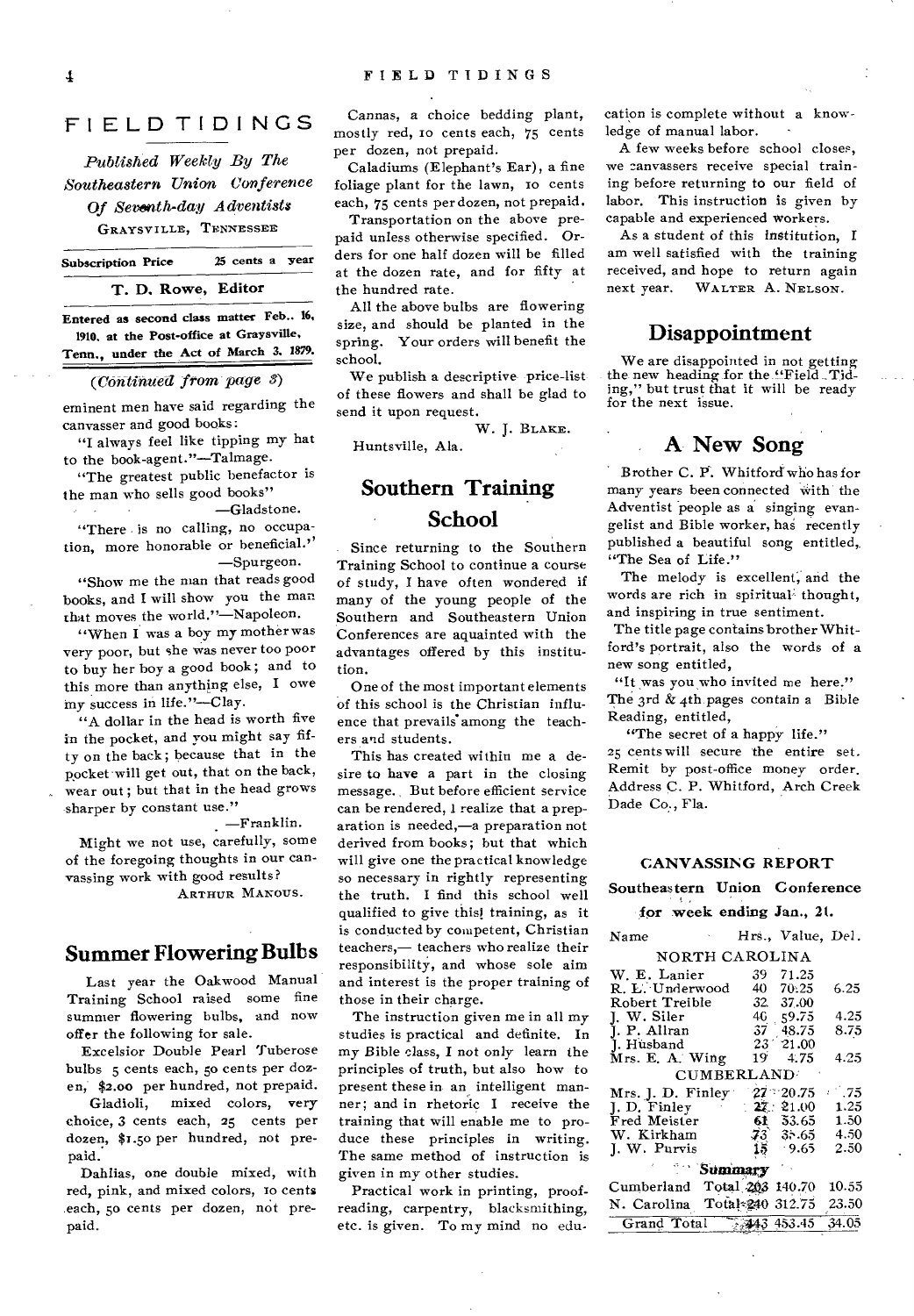# FIELD TIDINGS

*Published Weekly By The Southeastern Union Conference Of Seventh-day Adventists*

GRAYSVILLE, TENNESSEE

**Subscription Price 25 cents a year**

**T. D. Rowe, Editor**

**Entered as second class matter Feb., 16, 1910, at the Post-office at Graysville, Tenn., under the Act of March 3, 1879.**

*(Continued from page 3)*

eminent men have said regarding the canvasser and good books:

"I always feel like tipping my hat to the book-agent."—Talmage.

"The greatest public benefactor is the man who sells good books"

—Gladstone.

"There is no calling, no occupation, more honorable or beneficial."

—Spurgeon.

"Show me the man that reads good books, and I will show you the man that moves the world."—Napoleon.

"When I was a boy my mother was very poor, but she was never too poor to buy her boy a good book; and to this more than anything else, I owe my success in life."—Clay.

"A dollar in the head is worth five in the pocket, and you might say fifty on the back; because that in the pocket will get out, that on the back, wear out; but that in the head grows sharper by constant use."

—Franklin.

Might we not use, carefully, some of the foregoing thoughts in our canvassing work with good results?

ARTHUR MANOUS.

## Summer Flowering Bulbs

Last year the Oakwood Manual Training School raised some fine summer flowering bulbs, and now offer the following for sale.

Excelsior Double Pearl Tuberose bulbs 5 cents each, 50 cents per dozen, $2.00 per hundred, not prepaid.

Gladioli, mixed colors, very choice, 3 cents each, 25 cents per dozen, $1.50 per hundred, not prepaid.

Dahlias, one double mixed, with red, pink, and mixed colors, 10 cents each, 50 cents per dozen, not prepaid.

Cannas, a choice bedding plant, mostly red, 10 cents each, 75 cents per dozen, not prepaid.

Caladiums (Elephant's Ear), a fine foliage plant for the lawn, 10 cents each, 75 cents per dozen, not prepaid.

Transportation on the above prepaid unless otherwise specified. Orders for one half dozen will be filled at the dozen rate, and for fifty at the hundred rate.

All the above bulbs are flowering size, and should be planted in the spring. Your orders will benefit the school.

We publish a descriptive price-list of these flowers and shall be glad to send it upon request.

W. J. BLAKE.

Huntsville, Ala.

## Southern Training School

Since returning to the Southern Training School to continue a course of study, I have often wondered if many of the young people of the Southern and Southeastern Union Conferences are aquainted with the advantages offered by this institution.

One of the most important elements of this school is the Christian influence that prevails among the teachers and students.

This has created within me a desire to have a part in the closing message. But before efficient service can be rendered, I realize that a preparation is needed,—a preparation not derived from books; but that which will give one the practical knowledge so necessary in rightly representing the truth. I find this school well qualified to give this training, as it is conducted by competent, Christian teachers,— teachers who realize their responsibility, and whose sole aim and interest is the proper training of those in their charge.

The instruction given me in all my studies is practical and definite. In my Bible class, I not only learn the principles of truth, but also how to present these in an intelligent manner; and in rhetoric I receive the training that will enable me to produce these principles in writing. The same method of instruction is given in my other studies.

Practical work in printing, proofreading, carpentry, blacksmithing, etc. is given. To my mind no education is complete without a knowledge of manual labor.

A few weeks before school closes, we canvassers receive special training before returning to our field of labor. This instruction is given by capable and experienced workers.

As a student of this institution, I am well satisfied with the training received, and hope to return again next year. WALTER A. NELSON.

## Disappointment

We are disappointed in not getting the new heading for the "Field Tidings," but trust that it will be ready for the next issue.

## A New Song

Brother C. P. Whitford who has for many years been connected with the Adventist people as a singing evangelist and Bible worker, has recently published a beautiful song entitled, "The Sea of Life."

The melody is excellent, and the words are rich in spiritual thought, and inspiring in true sentiment.

The title page contains brother Whitford's portrait, also the words of a new song entitled,

"It was you who invited me here."

The 3rd & 4th pages contain a Bible Reading, entitled,

"The secret of a happy life."

25 cents will secure the entire set. Remit by post-office money order. Address C. P. Whitford, Arch Creek Dade Co., Fla.

### CANVASSING REPORT

**Southeastern Union Conference for week ending Jan., 21.**

| Name | Hrs. | Value | Del. |
|---|---|---|---|
| NORTH CAROLINA | | | |
| W. E. Lanier | 39 | 71.25 | |
| R. L. Underwood | 40 | 70.25 | 6.25 |
| Robert Treible | 32 | 37.00 | |
| J. W. Siler | 40 | 59.75 | 4.25 |
| J. P. Allran | 37 | 48.75 | 8.75 |
| J. Husband | 23 | 21.00 | |
| Mrs. E. A. Wing | 19 | 4.75 | 4.25 |
| CUMBERLAND | | | |
| Mrs. J. D. Finley | 27 | 20.75 | .75 |
| J. D. Finley | 27 | 21.00 | 1.25 |
| Fred Meister | 61 | 33.65 | 1.50 |
| W. Kirkham | 73 | 35.65 | 4.50 |
| J. W. Purvis | 15 | 9.65 | 2.50 |
| Summary | | | |
| Cumberland Total | 203 | 140.70 | 10.55 |
| N. Carolina Total | 240 | 312.75 | 23.50 |
| Grand Total | 443 | 453.45 | 34.05 |